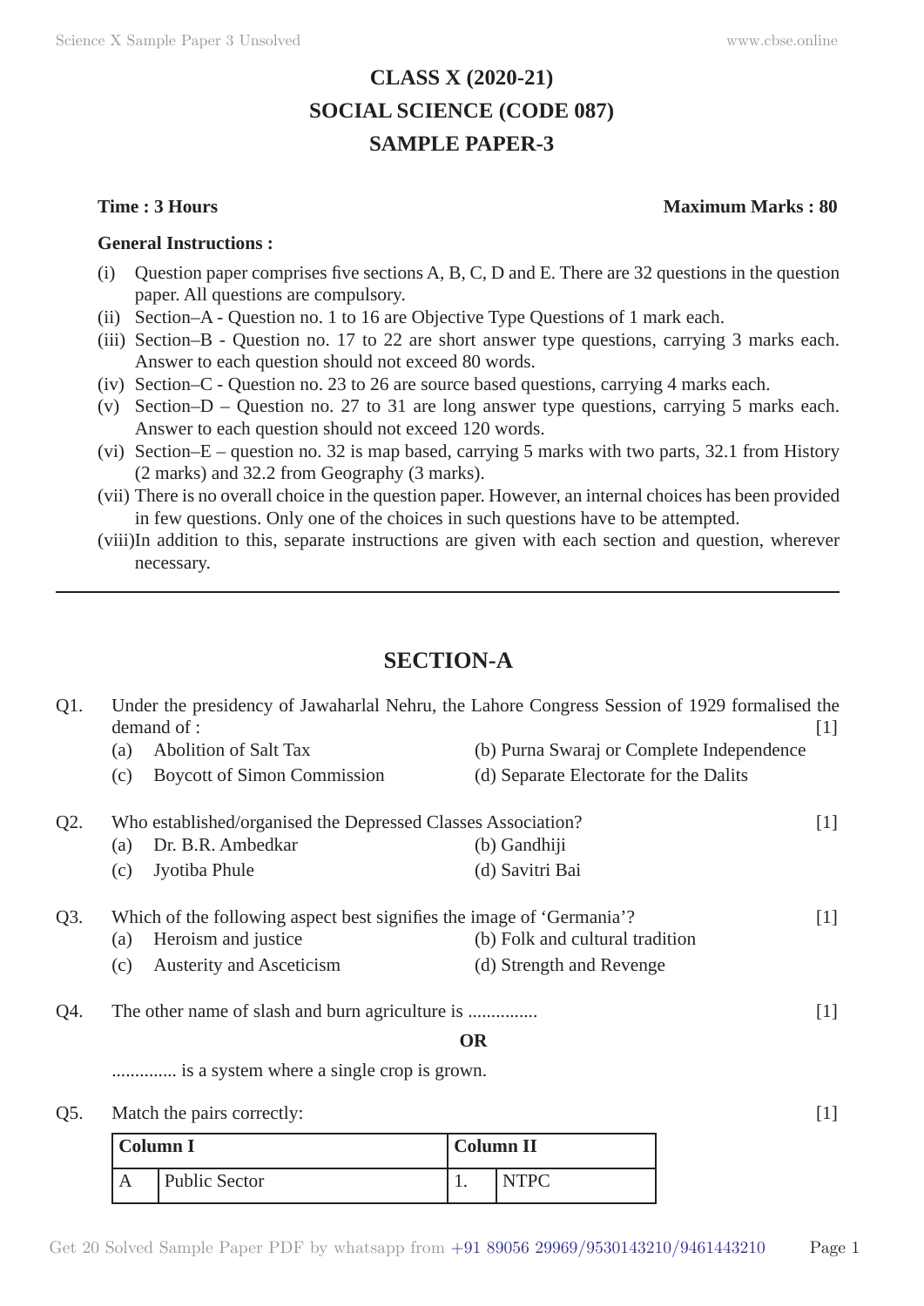# CLASS X (2020-21)
# SOCIAL SCIENCE (CODE 087)
# SAMPLE PAPER-3

**Time : 3 Hours** **Maximum Marks : 80**

**General Instructions :**

(i) Question paper comprises five sections A, B, C, D and E. There are 32 questions in the question paper. All questions are compulsory.
(ii) Section–A - Question no. 1 to 16 are Objective Type Questions of 1 mark each.
(iii) Section–B - Question no. 17 to 22 are short answer type questions, carrying 3 marks each. Answer to each question should not exceed 80 words.
(iv) Section–C - Question no. 23 to 26 are source based questions, carrying 4 marks each.
(v) Section–D – Question no. 27 to 31 are long answer type questions, carrying 5 marks each. Answer to each question should not exceed 120 words.
(vi) Section–E – question no. 32 is map based, carrying 5 marks with two parts, 32.1 from History (2 marks) and 32.2 from Geography (3 marks).
(vii) There is no overall choice in the question paper. However, an internal choices has been provided in few questions. Only one of the choices in such questions have to be attempted.
(viii) In addition to this, separate instructions are given with each section and question, wherever necessary.

---

## SECTION-A

Q1. Under the presidency of Jawaharlal Nehru, the Lahore Congress Session of 1929 formalised the demand of : [1]

(a) Abolition of Salt Tax
(b) Purna Swaraj or Complete Independence
(c) Boycott of Simon Commission
(d) Separate Electorate for the Dalits

Q2. Who established/organised the Depressed Classes Association? [1]

(a) Dr. B.R. Ambedkar
(b) Gandhiji
(c) Jyotiba Phule
(d) Savitri Bai

Q3. Which of the following aspect best signifies the image of 'Germania'? [1]

(a) Heroism and justice
(b) Folk and cultural tradition
(c) Austerity and Asceticism
(d) Strength and Revenge

Q4. The other name of slash and burn agriculture is ............... [1]

**OR**

.............. is a system where a single crop is grown.

Q5. Match the pairs correctly: [1]

| Column I | | Column II | |
|---|---|---|---|
| A | Public Sector | 1. | NTPC |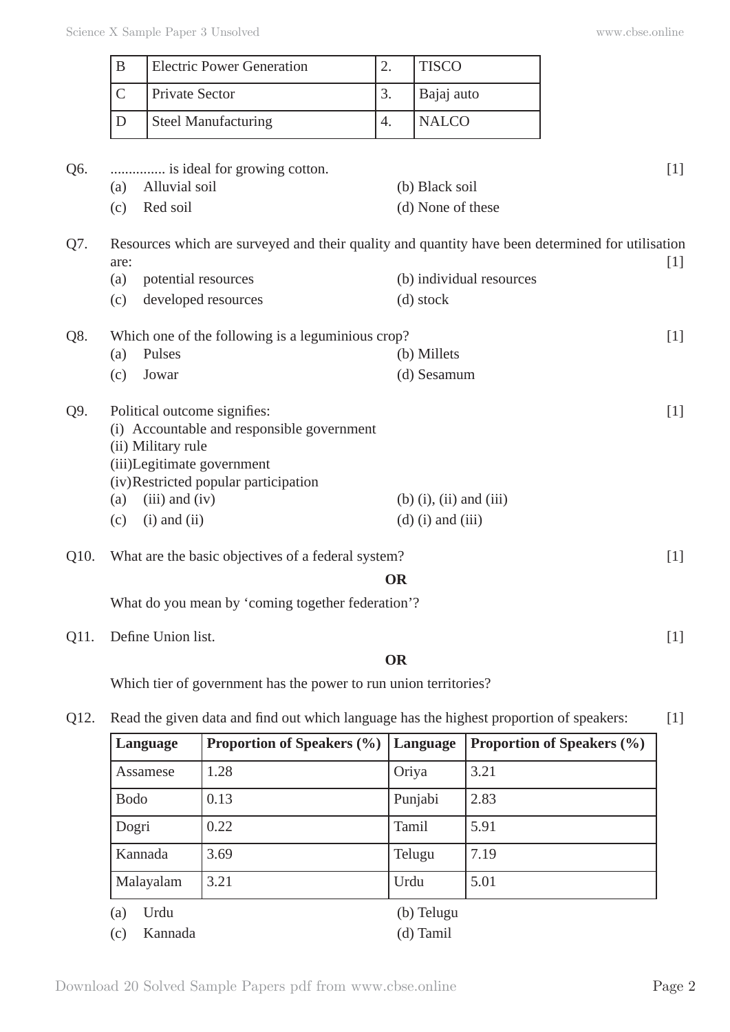| B | Electric Power Generation | 2. | TISCO |
|---|---|---|---|
| C | Private Sector | 3. | Bajaj auto |
| D | Steel Manufacturing | 4. | NALCO |

Q6. ............... is ideal for growing cotton. [1]

(a) Alluvial soil (b) Black soil

(c) Red soil (d) None of these

Q7. Resources which are surveyed and their quality and quantity have been determined for utilisation are: [1]

(a) potential resources (b) individual resources

(c) developed resources (d) stock

Q8. Which one of the following is a leguminious crop? [1]

(a) Pulses (b) Millets

(c) Jowar (d) Sesamum

Q9. Political outcome signifies: [1]

(i) Accountable and responsible government

(ii) Military rule

(iii)Legitimate government

(iv)Restricted popular participation

(a) (iii) and (iv) (b) (i), (ii) and (iii)

(c) (i) and (ii) (d) (i) and (iii)

Q10. What are the basic objectives of a federal system? [1]

**OR**

What do you mean by 'coming together federation'?

Q11. Define Union list. [1]

**OR**

Which tier of government has the power to run union territories?

Q12. Read the given data and find out which language has the highest proportion of speakers: [1]

| Language | Proportion of Speakers (%) | Language | Proportion of Speakers (%) |
|---|---|---|---|
| Assamese | 1.28 | Oriya | 3.21 |
| Bodo | 0.13 | Punjabi | 2.83 |
| Dogri | 0.22 | Tamil | 5.91 |
| Kannada | 3.69 | Telugu | 7.19 |
| Malayalam | 3.21 | Urdu | 5.01 |

(a) Urdu (b) Telugu

(c) Kannada (d) Tamil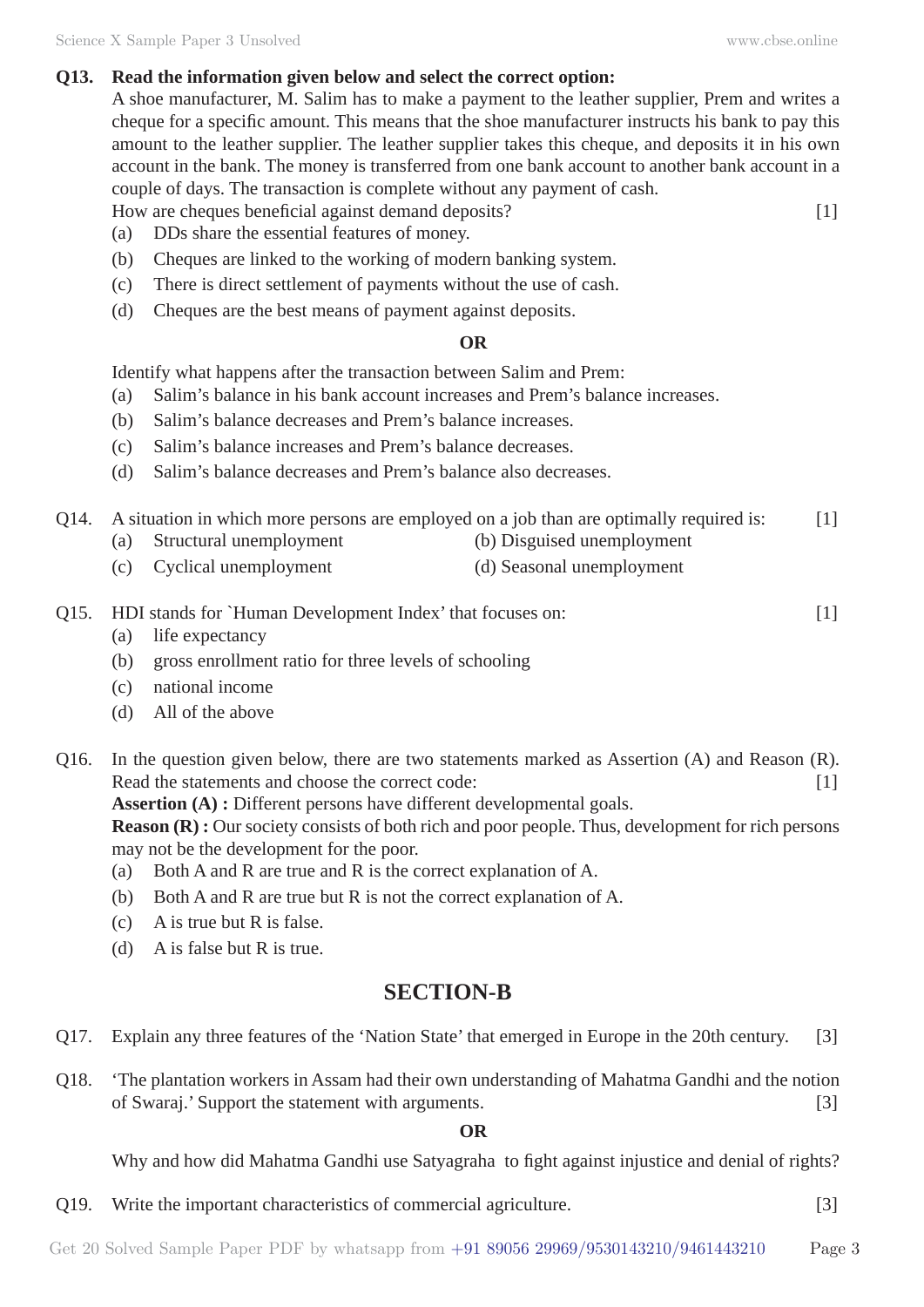**Q13. Read the information given below and select the correct option:**

A shoe manufacturer, M. Salim has to make a payment to the leather supplier, Prem and writes a cheque for a specific amount. This means that the shoe manufacturer instructs his bank to pay this amount to the leather supplier. The leather supplier takes this cheque, and deposits it in his own account in the bank. The money is transferred from one bank account to another bank account in a couple of days. The transaction is complete without any payment of cash.

How are cheques beneficial against demand deposits? [1]

(a) DDs share the essential features of money.

(b) Cheques are linked to the working of modern banking system.

(c) There is direct settlement of payments without the use of cash.

(d) Cheques are the best means of payment against deposits.

**OR**

Identify what happens after the transaction between Salim and Prem:

(a) Salim's balance in his bank account increases and Prem's balance increases.

(b) Salim's balance decreases and Prem's balance increases.

(c) Salim's balance increases and Prem's balance decreases.

(d) Salim's balance decreases and Prem's balance also decreases.

Q14. A situation in which more persons are employed on a job than are optimally required is: [1]

(a) Structural unemployment (b) Disguised unemployment

(c) Cyclical unemployment (d) Seasonal unemployment

Q15. HDI stands for `Human Development Index' that focuses on: [1]

(a) life expectancy

(b) gross enrollment ratio for three levels of schooling

(c) national income

(d) All of the above

Q16. In the question given below, there are two statements marked as Assertion (A) and Reason (R). Read the statements and choose the correct code: [1]

**Assertion (A) :** Different persons have different developmental goals.

**Reason (R) :** Our society consists of both rich and poor people. Thus, development for rich persons may not be the development for the poor.

(a) Both A and R are true and R is the correct explanation of A.

(b) Both A and R are true but R is not the correct explanation of A.

(c) A is true but R is false.

(d) A is false but R is true.

## SECTION-B

Q17. Explain any three features of the 'Nation State' that emerged in Europe in the 20th century. [3]

Q18. 'The plantation workers in Assam had their own understanding of Mahatma Gandhi and the notion of Swaraj.' Support the statement with arguments. [3]

**OR**

Why and how did Mahatma Gandhi use Satyagraha to fight against injustice and denial of rights?

Q19. Write the important characteristics of commercial agriculture. [3]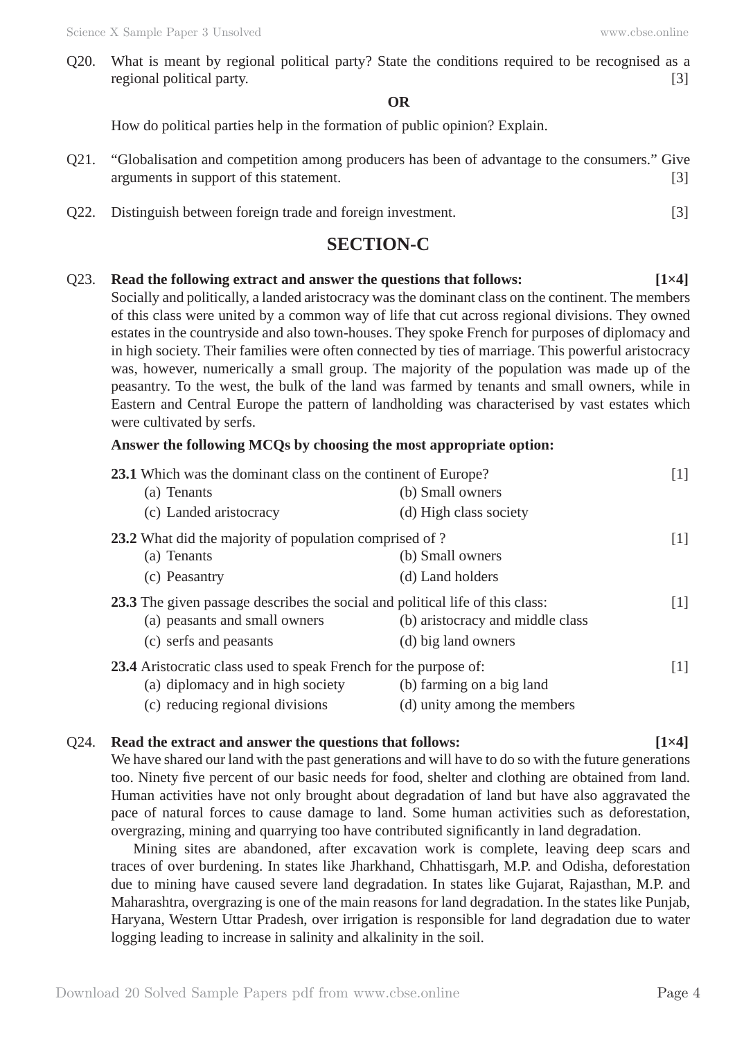Q20. What is meant by regional political party? State the conditions required to be recognised as a regional political party. [3]

**OR**

How do political parties help in the formation of public opinion? Explain.

Q21. "Globalisation and competition among producers has been of advantage to the consumers." Give arguments in support of this statement. [3]

Q22. Distinguish between foreign trade and foreign investment. [3]

## SECTION-C

Q23. **Read the following extract and answer the questions that follows: [1×4]**

Socially and politically, a landed aristocracy was the dominant class on the continent. The members of this class were united by a common way of life that cut across regional divisions. They owned estates in the countryside and also town-houses. They spoke French for purposes of diplomacy and in high society. Their families were often connected by ties of marriage. This powerful aristocracy was, however, numerically a small group. The majority of the population was made up of the peasantry. To the west, the bulk of the land was farmed by tenants and small owners, while in Eastern and Central Europe the pattern of landholding was characterised by vast estates which were cultivated by serfs.

**Answer the following MCQs by choosing the most appropriate option:**

**23.1** Which was the dominant class on the continent of Europe? [1]

(a) Tenants
(b) Small owners
(c) Landed aristocracy
(d) High class society

**23.2** What did the majority of population comprised of ? [1]

(a) Tenants
(b) Small owners
(c) Peasantry
(d) Land holders

**23.3** The given passage describes the social and political life of this class: [1]

(a) peasants and small owners
(b) aristocracy and middle class
(c) serfs and peasants
(d) big land owners

**23.4** Aristocratic class used to speak French for the purpose of: [1]

(a) diplomacy and in high society
(b) farming on a big land
(c) reducing regional divisions
(d) unity among the members

Q24. **Read the extract and answer the questions that follows: [1×4]**

We have shared our land with the past generations and will have to do so with the future generations too. Ninety five percent of our basic needs for food, shelter and clothing are obtained from land. Human activities have not only brought about degradation of land but have also aggravated the pace of natural forces to cause damage to land. Some human activities such as deforestation, overgrazing, mining and quarrying too have contributed significantly in land degradation.

Mining sites are abandoned, after excavation work is complete, leaving deep scars and traces of over burdening. In states like Jharkhand, Chhattisgarh, M.P. and Odisha, deforestation due to mining have caused severe land degradation. In states like Gujarat, Rajasthan, M.P. and Maharashtra, overgrazing is one of the main reasons for land degradation. In the states like Punjab, Haryana, Western Uttar Pradesh, over irrigation is responsible for land degradation due to water logging leading to increase in salinity and alkalinity in the soil.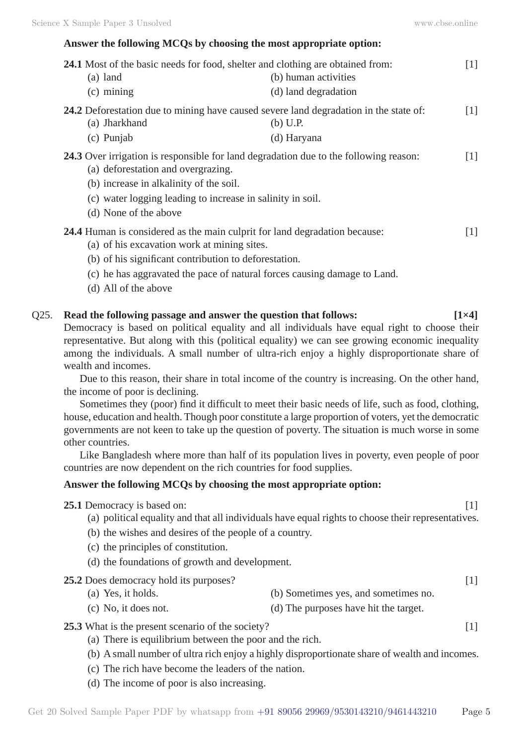**Answer the following MCQs by choosing the most appropriate option:**

**24.1** Most of the basic needs for food, shelter and clothing are obtained from: [1]

(a) land
(b) human activities
(c) mining
(d) land degradation

**24.2** Deforestation due to mining have caused severe land degradation in the state of: [1]

(a) Jharkhand
(b) U.P.
(c) Punjab
(d) Haryana

**24.3** Over irrigation is responsible for land degradation due to the following reason: [1]

(a) deforestation and overgrazing.
(b) increase in alkalinity of the soil.
(c) water logging leading to increase in salinity in soil.
(d) None of the above

**24.4** Human is considered as the main culprit for land degradation because: [1]

(a) of his excavation work at mining sites.
(b) of his significant contribution to deforestation.
(c) he has aggravated the pace of natural forces causing damage to Land.
(d) All of the above

Q25. **Read the following passage and answer the question that follows: [1×4]**

Democracy is based on political equality and all individuals have equal right to choose their representative. But along with this (political equality) we can see growing economic inequality among the individuals. A small number of ultra-rich enjoy a highly disproportionate share of wealth and incomes.

Due to this reason, their share in total income of the country is increasing. On the other hand, the income of poor is declining.

Sometimes they (poor) find it difficult to meet their basic needs of life, such as food, clothing, house, education and health. Though poor constitute a large proportion of voters, yet the democratic governments are not keen to take up the question of poverty. The situation is much worse in some other countries.

Like Bangladesh where more than half of its population lives in poverty, even people of poor countries are now dependent on the rich countries for food supplies.

**Answer the following MCQs by choosing the most appropriate option:**

**25.1** Democracy is based on: [1]

(a) political equality and that all individuals have equal rights to choose their representatives.
(b) the wishes and desires of the people of a country.
(c) the principles of constitution.
(d) the foundations of growth and development.

**25.2** Does democracy hold its purposes? [1]

(a) Yes, it holds.
(b) Sometimes yes, and sometimes no.
(c) No, it does not.
(d) The purposes have hit the target.

**25.3** What is the present scenario of the society? [1]

(a) There is equilibrium between the poor and the rich.
(b) A small number of ultra rich enjoy a highly disproportionate share of wealth and incomes.
(c) The rich have become the leaders of the nation.
(d) The income of poor is also increasing.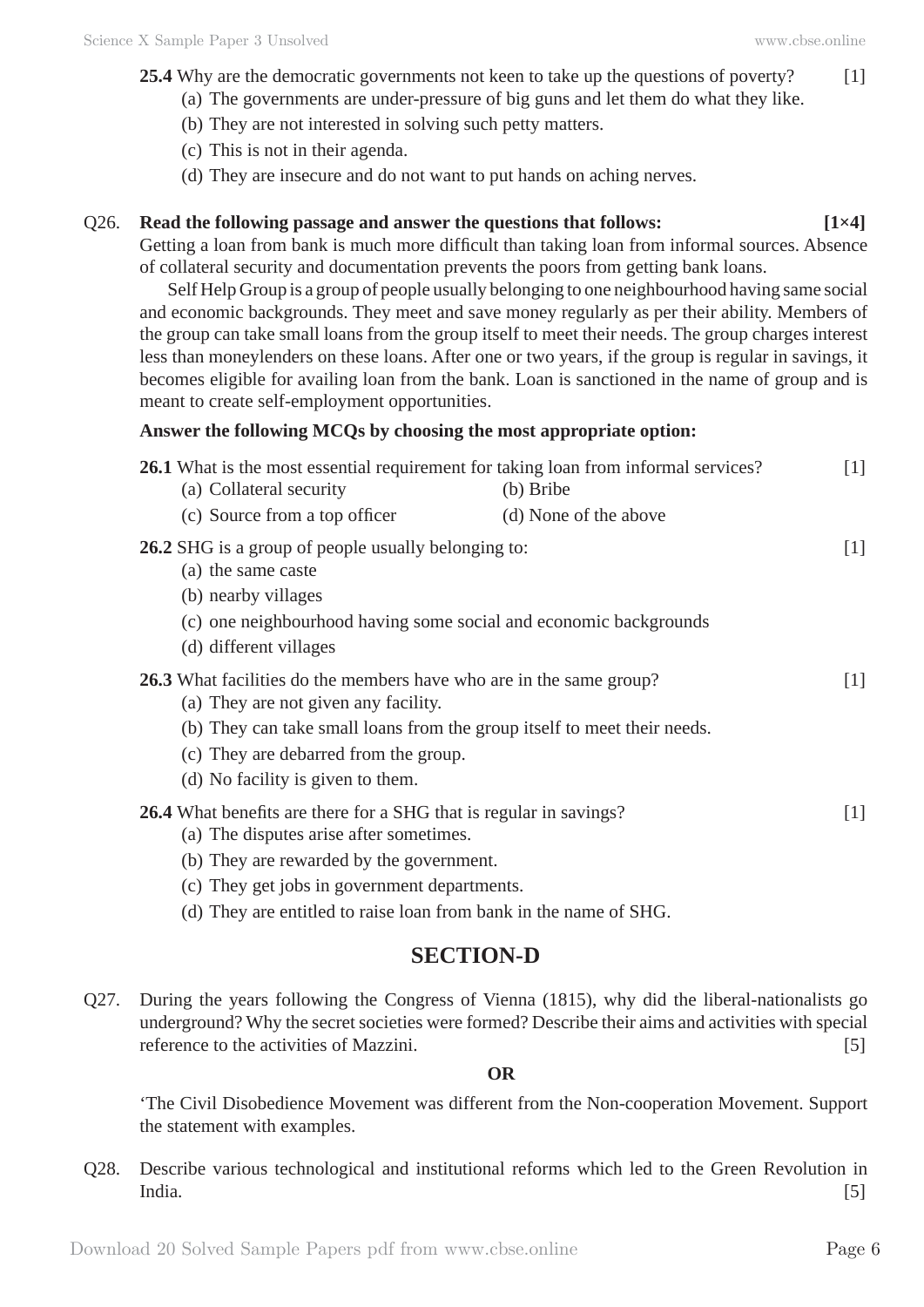**25.4** Why are the democratic governments not keen to take up the questions of poverty? [1]

(a) The governments are under-pressure of big guns and let them do what they like.

(b) They are not interested in solving such petty matters.

(c) This is not in their agenda.

(d) They are insecure and do not want to put hands on aching nerves.

Q26. **Read the following passage and answer the questions that follows: [1×4]**

Getting a loan from bank is much more difficult than taking loan from informal sources. Absence of collateral security and documentation prevents the poors from getting bank loans.

Self Help Group is a group of people usually belonging to one neighbourhood having same social and economic backgrounds. They meet and save money regularly as per their ability. Members of the group can take small loans from the group itself to meet their needs. The group charges interest less than moneylenders on these loans. After one or two years, if the group is regular in savings, it becomes eligible for availing loan from the bank. Loan is sanctioned in the name of group and is meant to create self-employment opportunities.

**Answer the following MCQs by choosing the most appropriate option:**

**26.1** What is the most essential requirement for taking loan from informal services? [1]

(a) Collateral security (b) Bribe

(c) Source from a top officer (d) None of the above

**26.2** SHG is a group of people usually belonging to: [1]

(a) the same caste

(b) nearby villages

(c) one neighbourhood having some social and economic backgrounds

(d) different villages

**26.3** What facilities do the members have who are in the same group? [1]

(a) They are not given any facility.

(b) They can take small loans from the group itself to meet their needs.

(c) They are debarred from the group.

(d) No facility is given to them.

**26.4** What benefits are there for a SHG that is regular in savings? [1]

(a) The disputes arise after sometimes.

(b) They are rewarded by the government.

(c) They get jobs in government departments.

(d) They are entitled to raise loan from bank in the name of SHG.

## SECTION-D

Q27. During the years following the Congress of Vienna (1815), why did the liberal-nationalists go underground? Why the secret societies were formed? Describe their aims and activities with special reference to the activities of Mazzini. [5]

**OR**

'The Civil Disobedience Movement was different from the Non-cooperation Movement. Support the statement with examples.

Q28. Describe various technological and institutional reforms which led to the Green Revolution in India. [5]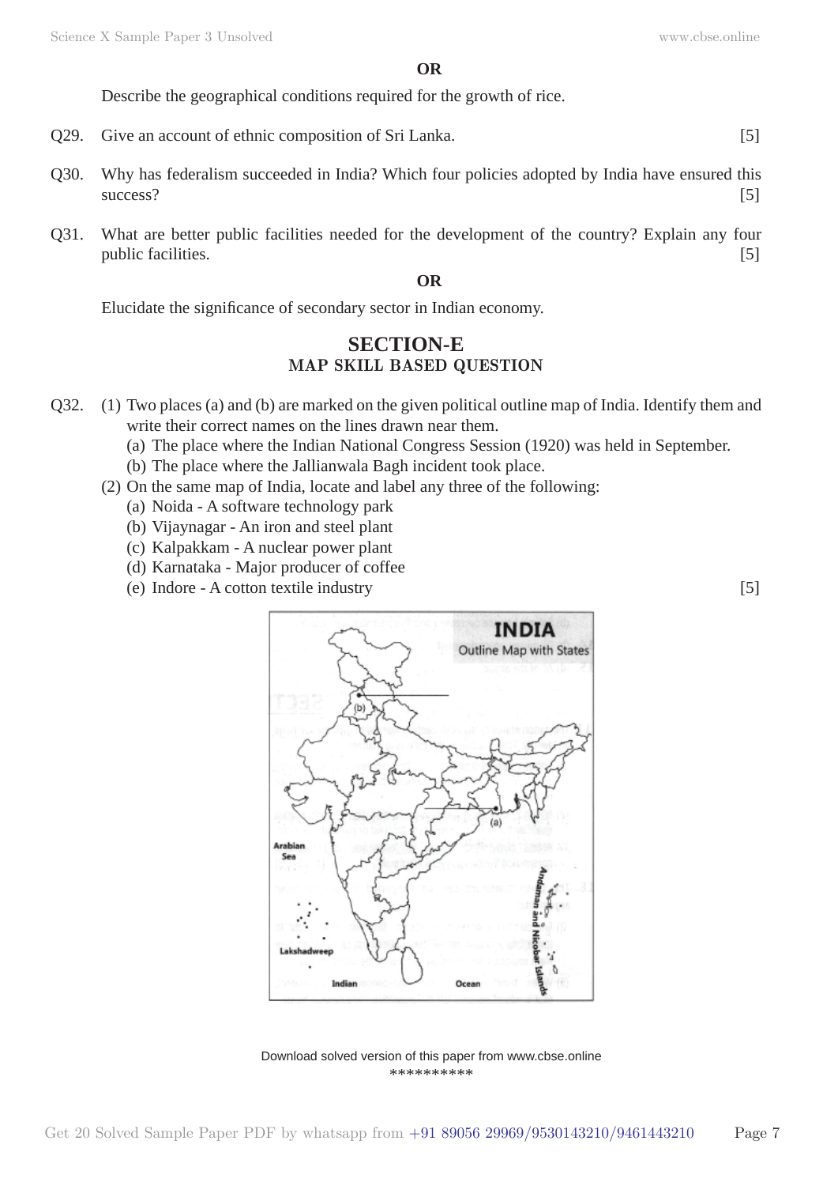**OR**

Describe the geographical conditions required for the growth of rice.

Q29. Give an account of ethnic composition of Sri Lanka. [5]

Q30. Why has federalism succeeded in India? Which four policies adopted by India have ensured this success? [5]

Q31. What are better public facilities needed for the development of the country? Explain any four public facilities. [5]

**OR**

Elucidate the significance of secondary sector in Indian economy.

## SECTION-E
### MAP SKILL BASED QUESTION

Q32. (1) Two places (a) and (b) are marked on the given political outline map of India. Identify them and write their correct names on the lines drawn near them.
(a) The place where the Indian National Congress Session (1920) was held in September.
(b) The place where the Jallianwala Bagh incident took place.

(2) On the same map of India, locate and label any three of the following:
(a) Noida - A software technology park
(b) Vijaynagar - An iron and steel plant
(c) Kalpakkam - A nuclear power plant
(d) Karnataka - Major producer of coffee
(e) Indore - A cotton textile industry [5]

INDIA
Outline Map with States
(b)
(a)
Arabian Sea
Lakshadweep
Andaman and Nicobar Islands
Indian Ocean

Download solved version of this paper from www.cbse.online

**********